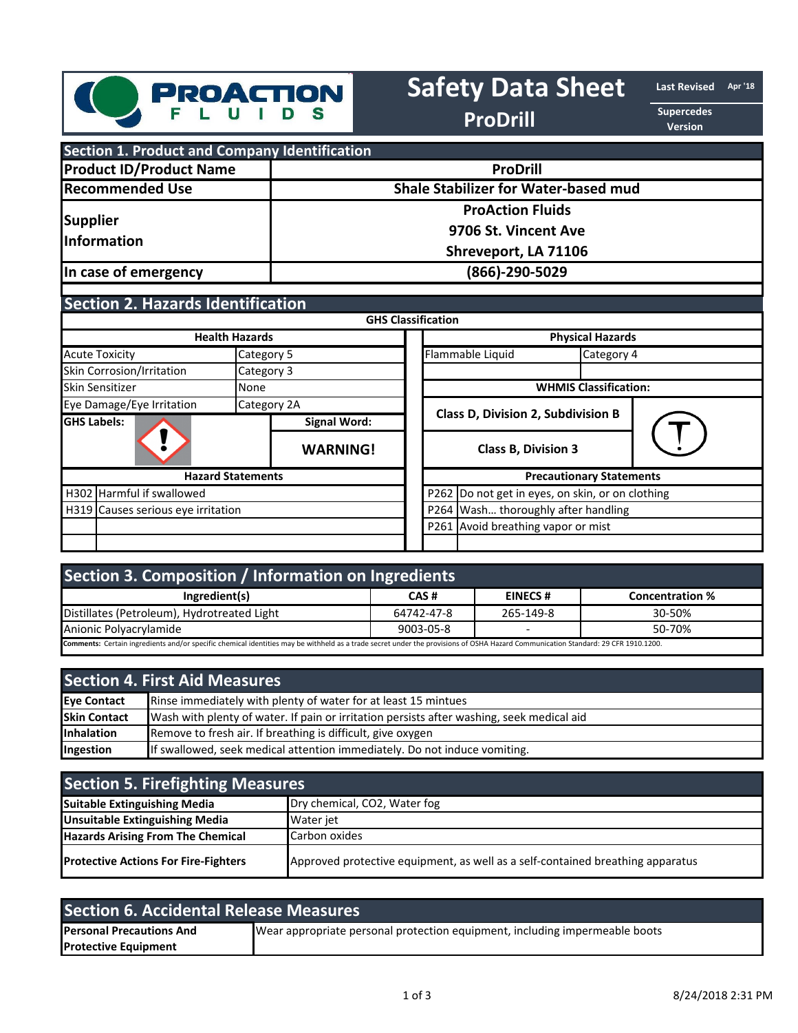# Safety Data Sheet

## ProDrill

PROACTION FLUIDS

| Last Revised | Apr '18 |
|---|---|
| Supercedes Version | |

## Section 1. Product and Company Identification

| | |
|---|---|
| **Product ID/Product Name** | **ProDrill** |
| **Recommended Use** | **Shale Stabilizer for Water-based mud** |
| **Supplier Information** | **ProAction Fluids**<br>**9706 St. Vincent Ave**<br>**Shreveport, LA 71106** |
| **In case of emergency** | **(866)-290-5029** |

## Section 2. Hazards Identification

**GHS Classification**

| Health Hazards | |
|---|---|
| Acute Toxicity | Category 5 |
| Skin Corrosion/Irritation | Category 3 |
| Skin Sensitizer | None |
| Eye Damage/Eye Irritation | Category 2A |

**GHS Labels:**

**Signal Word:** **WARNING!**

| Physical Hazards | |
|---|---|
| Flammable Liquid | Category 4 |

**WHMIS Classification:**

- Class D, Division 2, Subdivision B
- Class B, Division 3

| Hazard Statements | |
|---|---|
| H302 | Harmful if swallowed |
| H319 | Causes serious eye irritation |

| Precautionary Statements | |
|---|---|
| P262 | Do not get in eyes, on skin, or on clothing |
| P264 | Wash… thoroughly after handling |
| P261 | Avoid breathing vapor or mist |

## Section 3. Composition / Information on Ingredients

| Ingredient(s) | CAS # | EINECS # | Concentration % |
|---|---|---|---|
| Distillates (Petroleum), Hydrotreated Light | 64742-47-8 | 265-149-8 | 30-50% |
| Anionic Polyacrylamide | 9003-05-8 | - | 50-70% |

**Comments:** Certain ingredients and/or specific chemical identities may be withheld as a trade secret under the provisions of OSHA Hazard Communication Standard: 29 CFR 1910.1200.

## Section 4. First Aid Measures

| | |
|---|---|
| **Eye Contact** | Rinse immediately with plenty of water for at least 15 mintues |
| **Skin Contact** | Wash with plenty of water. If pain or irritation persists after washing, seek medical aid |
| **Inhalation** | Remove to fresh air. If breathing is difficult, give oxygen |
| **Ingestion** | If swallowed, seek medical attention immediately. Do not induce vomiting. |

## Section 5. Firefighting Measures

| | |
|---|---|
| **Suitable Extinguishing Media** | Dry chemical, CO2, Water fog |
| **Unsuitable Extinguishing Media** | Water jet |
| **Hazards Arising From The Chemical** | Carbon oxides |
| **Protective Actions For Fire-Fighters** | Approved protective equipment, as well as a self-contained breathing apparatus |

## Section 6. Accidental Release Measures

| | |
|---|---|
| **Personal Precautions And Protective Equipment** | Wear appropriate personal protection equipment, including impermeable boots |

8/24/2018 2:31 PM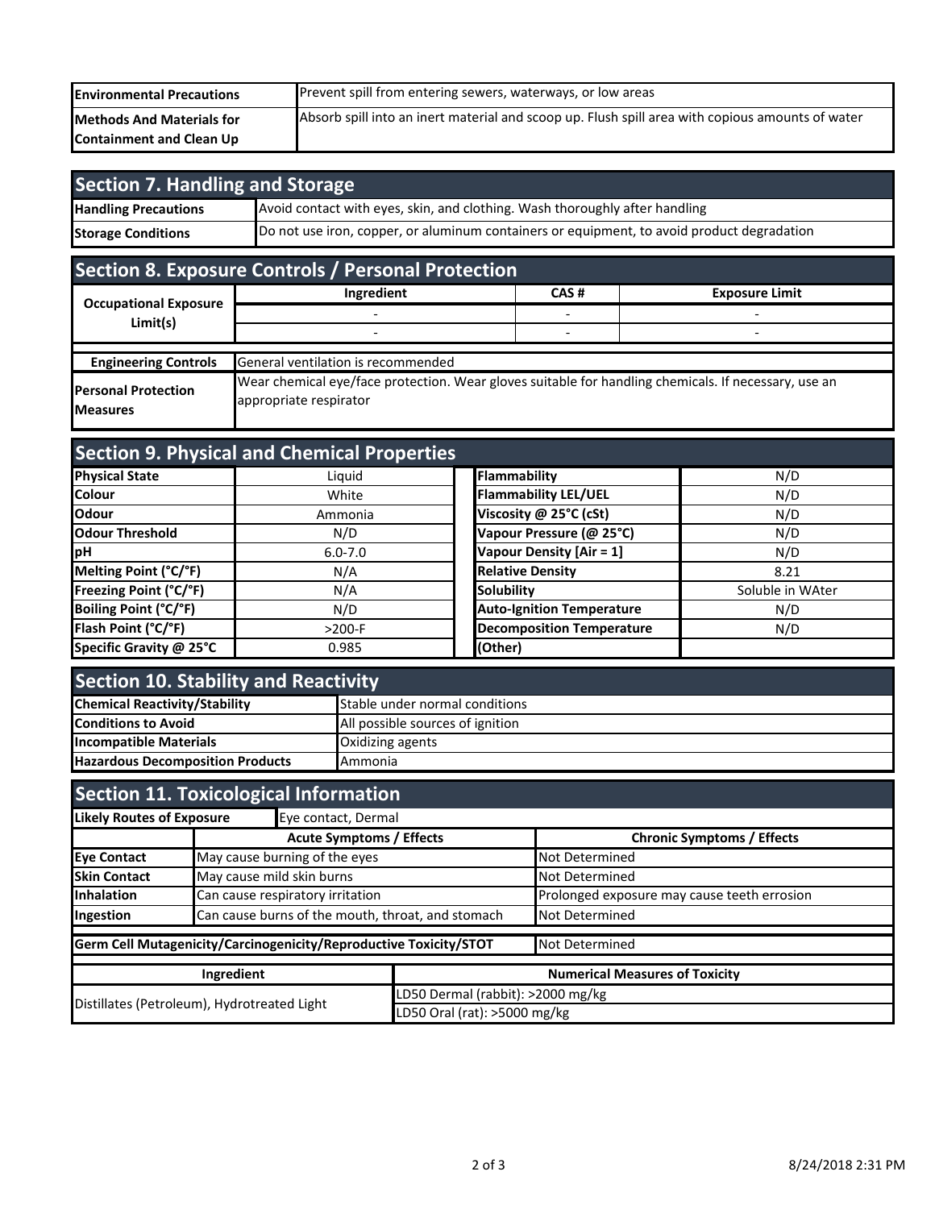| | |
|---|---|
| **Environmental Precautions** | Prevent spill from entering sewers, waterways, or low areas |
| **Methods And Materials for Containment and Clean Up** | Absorb spill into an inert material and scoop up. Flush spill area with copious amounts of water |

## Section 7. Handling and Storage

| | |
|---|---|
| **Handling Precautions** | Avoid contact with eyes, skin, and clothing. Wash thoroughly after handling |
| **Storage Conditions** | Do not use iron, copper, or aluminum containers or equipment, to avoid product degradation |

## Section 8. Exposure Controls / Personal Protection

| | Ingredient | CAS # | Exposure Limit |
|---|---|---|---|
| **Occupational Exposure Limit(s)** | - | - | - |
| | - | - | - |

| | |
|---|---|
| **Engineering Controls** | General ventilation is recommended |
| **Personal Protection Measures** | Wear chemical eye/face protection. Wear gloves suitable for handling chemicals. If necessary, use an appropriate respirator |

## Section 9. Physical and Chemical Properties

| | | | |
|---|---|---|---|
| **Physical State** | Liquid | **Flammability** | N/D |
| **Colour** | White | **Flammability LEL/UEL** | N/D |
| **Odour** | Ammonia | **Viscosity @ 25°C (cSt)** | N/D |
| **Odour Threshold** | N/D | **Vapour Pressure (@ 25°C)** | N/D |
| **pH** | 6.0-7.0 | **Vapour Density [Air = 1]** | N/D |
| **Melting Point (°C/°F)** | N/A | **Relative Density** | 8.21 |
| **Freezing Point (°C/°F)** | N/A | **Solubility** | Soluble in WAter |
| **Boiling Point (°C/°F)** | N/D | **Auto-Ignition Temperature** | N/D |
| **Flash Point (°C/°F)** | >200-F | **Decomposition Temperature** | N/D |
| **Specific Gravity @ 25°C** | 0.985 | **(Other)** | |

## Section 10. Stability and Reactivity

| | |
|---|---|
| **Chemical Reactivity/Stability** | Stable under normal conditions |
| **Conditions to Avoid** | All possible sources of ignition |
| **Incompatible Materials** | Oxidizing agents |
| **Hazardous Decomposition Products** | Ammonia |

## Section 11. Toxicological Information

**Likely Routes of Exposure**: Eye contact, Dermal

| | Acute Symptoms / Effects | Chronic Symptoms / Effects |
|---|---|---|
| **Eye Contact** | May cause burning of the eyes | Not Determined |
| **Skin Contact** | May cause mild skin burns | Not Determined |
| **Inhalation** | Can cause respiratory irritation | Prolonged exposure may cause teeth errosion |
| **Ingestion** | Can cause burns of the mouth, throat, and stomach | Not Determined |

| | |
|---|---|
| **Germ Cell Mutagenicity/Carcinogenicity/Reproductive Toxicity/STOT** | Not Determined |

| Ingredient | Numerical Measures of Toxicity |
|---|---|
| Distillates (Petroleum), Hydrotreated Light | LD50 Dermal (rabbit): >2000 mg/kg |
| | LD50 Oral (rat): >5000 mg/kg |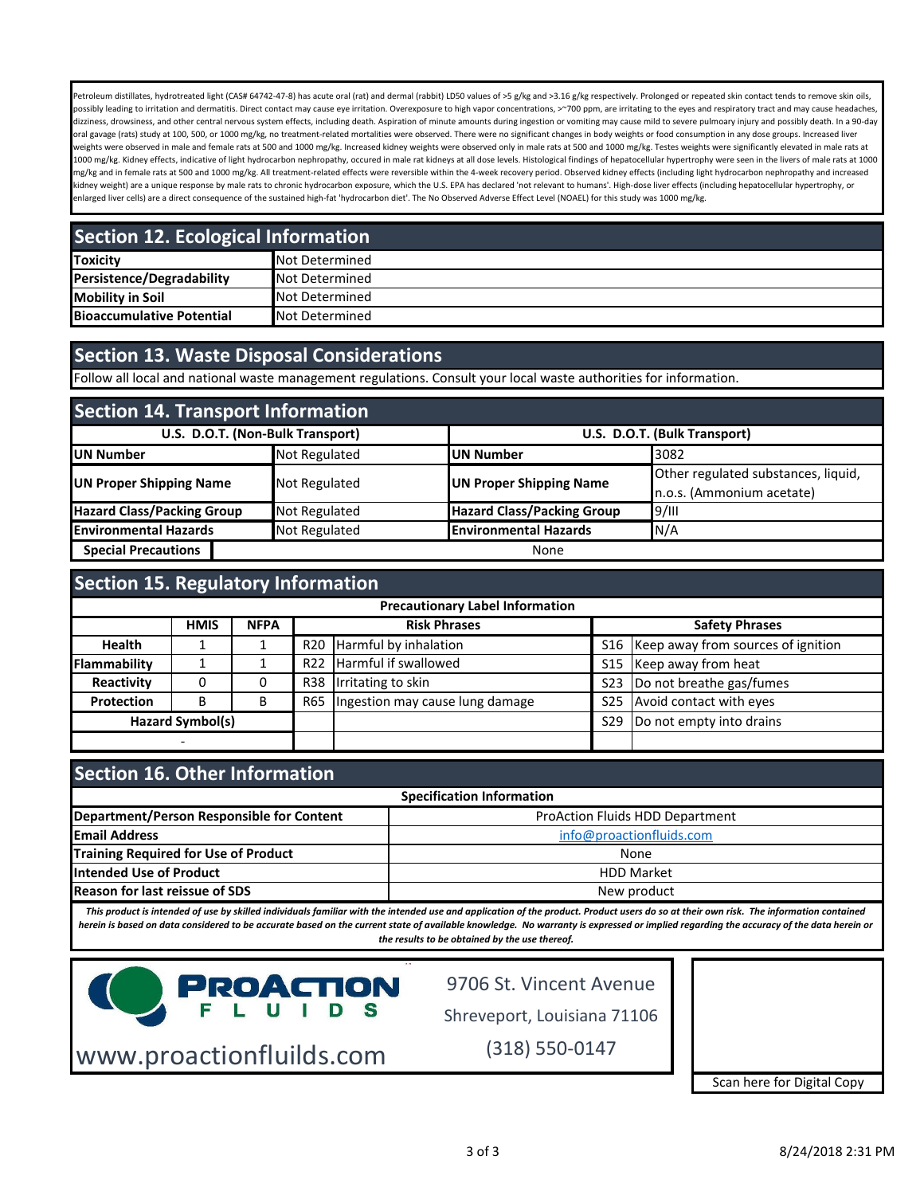Petroleum distillates, hydrotreated light (CAS# 64742-47-8) has acute oral (rat) and dermal (rabbit) LD50 values of >5 g/kg and >3.16 g/kg respectively. Prolonged or repeated skin contact tends to remove skin oils, possibly leading to irritation and dermatitis. Direct contact may cause eye irritation. Overexposure to high vapor concentrations, >~700 ppm, are irritating to the eyes and respiratory tract and may cause headaches, dizziness, drowsiness, and other central nervous system effects, including death. Aspiration of minute amounts during ingestion or vomiting may cause mild to severe pulmoary injury and possibly death. In a 90-day oral gavage (rats) study at 100, 500, or 1000 mg/kg, no treatment-related mortalities were observed. There were no significant changes in body weights or food consumption in any dose groups. Increased liver weights were observed in male and female rats at 500 and 1000 mg/kg. Increased kidney weights were observed only in male rats at 500 and 1000 mg/kg. Testes weights were significantly elevated in male rats at 1000 mg/kg. Kidney effects, indicative of light hydrocarbon nephropathy, occured in male rat kidneys at all dose levels. Histological findings of hepatocellular hypertrophy were seen in the livers of male rats at 1000 mg/kg and in female rats at 500 and 1000 mg/kg. All treatment-related effects were reversible within the 4-week recovery period. Observed kidney effects (including light hydrocarbon nephropathy and increased kidney weight) are a unique response by male rats to chronic hydrocarbon exposure, which the U.S. EPA has declared 'not relevant to humans'. High-dose liver effects (including hepatocellular hypertrophy, or enlarged liver cells) are a direct consequence of the sustained high-fat 'hydrocarbon diet'. The No Observed Adverse Effect Level (NOAEL) for this study was 1000 mg/kg.

## Section 12. Ecological Information

| | |
|---|---|
| **Toxicity** | Not Determined |
| **Persistence/Degradability** | Not Determined |
| **Mobility in Soil** | Not Determined |
| **Bioaccumulative Potential** | Not Determined |

## Section 13. Waste Disposal Considerations

Follow all local and national waste management regulations. Consult your local waste authorities for information.

## Section 14. Transport Information

| U.S. D.O.T. (Non-Bulk Transport) | | U.S. D.O.T. (Bulk Transport) | |
|---|---|---|---|
| **UN Number** | Not Regulated | **UN Number** | 3082 |
| **UN Proper Shipping Name** | Not Regulated | **UN Proper Shipping Name** | Other regulated substances, liquid, n.o.s. (Ammonium acetate) |
| **Hazard Class/Packing Group** | Not Regulated | **Hazard Class/Packing Group** | 9/III |
| **Environmental Hazards** | Not Regulated | **Environmental Hazards** | N/A |
| **Special Precautions** | None | | |

## Section 15. Regulatory Information

**Precautionary Label Information**

| | HMIS | NFPA | Risk Phrases | | Safety Phrases | |
|---|---|---|---|---|---|---|
| **Health** | 1 | 1 | R20 | Harmful by inhalation | S16 | Keep away from sources of ignition |
| **Flammability** | 1 | 1 | R22 | Harmful if swallowed | S15 | Keep away from heat |
| **Reactivity** | 0 | 0 | R38 | Irritating to skin | S23 | Do not breathe gas/fumes |
| **Protection** | B | B | R65 | Ingestion may cause lung damage | S25 | Avoid contact with eyes |
| **Hazard Symbol(s)** | | | | | S29 | Do not empty into drains |
| - | | | | | | |

## Section 16. Other Information

**Specification Information**

| | |
|---|---|
| **Department/Person Responsible for Content** | ProAction Fluids HDD Department |
| **Email Address** | info@proactionfluids.com |
| **Training Required for Use of Product** | None |
| **Intended Use of Product** | HDD Market |
| **Reason for last reissue of SDS** | New product |

*This product is intended of use by skilled individuals familiar with the intended use and application of the product. Product users do so at their own risk. The information contained herein is based on data considered to be accurate based on the current state of available knowledge. No warranty is expressed or implied regarding the accuracy of the data herein or the results to be obtained by the use thereof.*

PROACTION FLUIDS

www.proactionfluilds.com

9706 St. Vincent Avenue
Shreveport, Louisiana 71106
(318) 550-0147

Scan here for Digital Copy

8/24/2018 2:31 PM